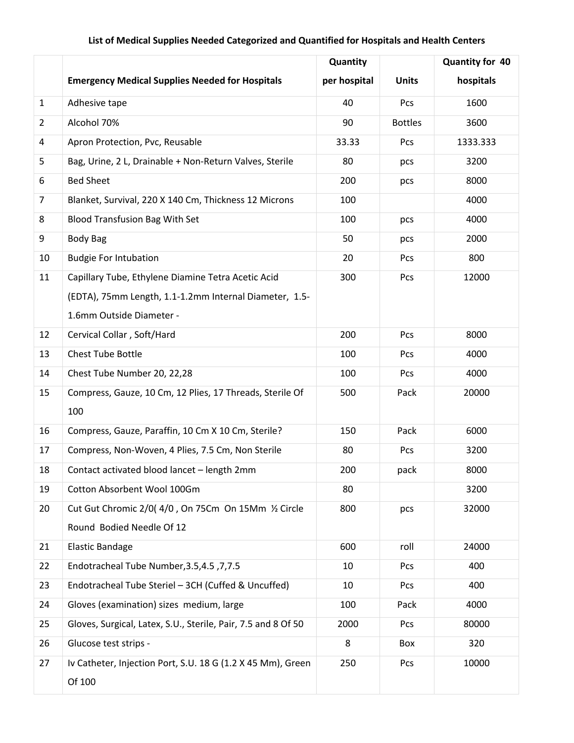**List of Medical Supplies Needed Categorized and Quantified for Hospitals and Health Centers**

| | Emergency Medical Supplies Needed for Hospitals | Quantity per hospital | Units | Quantity for 40 hospitals |
|---|---|---|---|---|
| 1 | Adhesive tape | 40 | Pcs | 1600 |
| 2 | Alcohol 70% | 90 | Bottles | 3600 |
| 4 | Apron Protection, Pvc, Reusable | 33.33 | Pcs | 1333.333 |
| 5 | Bag, Urine, 2 L, Drainable + Non-Return Valves, Sterile | 80 | pcs | 3200 |
| 6 | Bed Sheet | 200 | pcs | 8000 |
| 7 | Blanket, Survival, 220 X 140 Cm, Thickness 12 Microns | 100 | | 4000 |
| 8 | Blood Transfusion Bag With Set | 100 | pcs | 4000 |
| 9 | Body Bag | 50 | pcs | 2000 |
| 10 | Budgie For Intubation | 20 | Pcs | 800 |
| 11 | Capillary Tube, Ethylene Diamine Tetra Acetic Acid (EDTA), 75mm Length, 1.1-1.2mm Internal Diameter, 1.5-1.6mm Outside Diameter - | 300 | Pcs | 12000 |
| 12 | Cervical Collar , Soft/Hard | 200 | Pcs | 8000 |
| 13 | Chest Tube Bottle | 100 | Pcs | 4000 |
| 14 | Chest Tube Number 20, 22,28 | 100 | Pcs | 4000 |
| 15 | Compress, Gauze, 10 Cm, 12 Plies, 17 Threads, Sterile Of 100 | 500 | Pack | 20000 |
| 16 | Compress, Gauze, Paraffin, 10 Cm X 10 Cm, Sterile? | 150 | Pack | 6000 |
| 17 | Compress, Non-Woven, 4 Plies, 7.5 Cm, Non Sterile | 80 | Pcs | 3200 |
| 18 | Contact activated blood lancet – length 2mm | 200 | pack | 8000 |
| 19 | Cotton Absorbent Wool 100Gm | 80 | | 3200 |
| 20 | Cut Gut Chromic 2/0( 4/0 , On 75Cm On 15Mm ½ Circle Round Bodied Needle Of 12 | 800 | pcs | 32000 |
| 21 | Elastic Bandage | 600 | roll | 24000 |
| 22 | Endotracheal Tube Number,3.5,4.5 ,7,7.5 | 10 | Pcs | 400 |
| 23 | Endotracheal Tube Steriel – 3CH (Cuffed & Uncuffed) | 10 | Pcs | 400 |
| 24 | Gloves (examination) sizes medium, large | 100 | Pack | 4000 |
| 25 | Gloves, Surgical, Latex, S.U., Sterile, Pair, 7.5 and 8 Of 50 | 2000 | Pcs | 80000 |
| 26 | Glucose test strips - | 8 | Box | 320 |
| 27 | Iv Catheter, Injection Port, S.U. 18 G (1.2 X 45 Mm), Green Of 100 | 250 | Pcs | 10000 |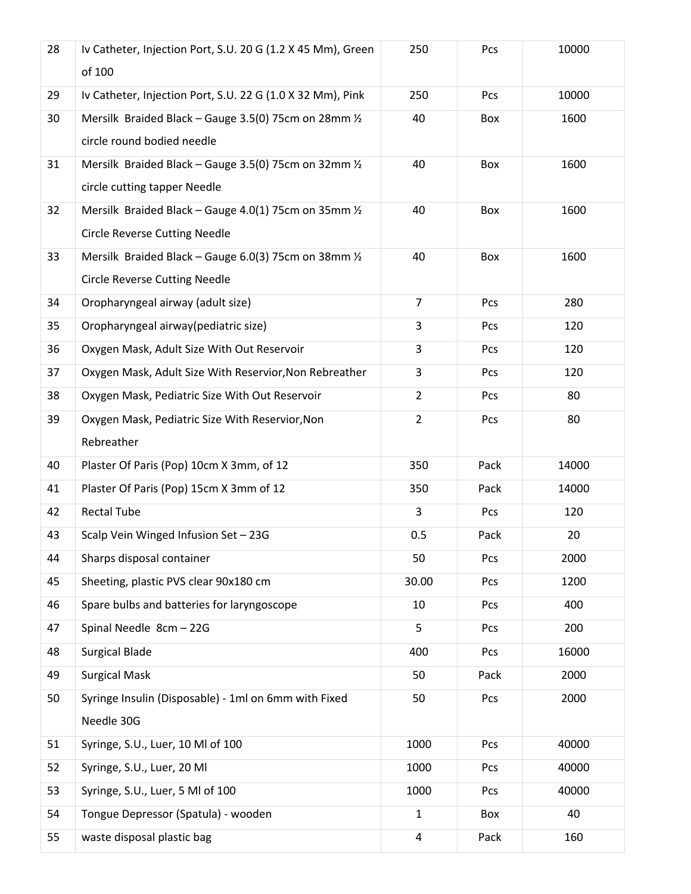| | | | | |
|---|---|---|---|---|
| 28 | Iv Catheter, Injection Port, S.U. 20 G (1.2 X 45 Mm), Green of 100 | 250 | Pcs | 10000 |
| 29 | Iv Catheter, Injection Port, S.U. 22 G (1.0 X 32 Mm), Pink | 250 | Pcs | 10000 |
| 30 | Mersilk Braided Black – Gauge 3.5(0) 75cm on 28mm ½ circle round bodied needle | 40 | Box | 1600 |
| 31 | Mersilk Braided Black – Gauge 3.5(0) 75cm on 32mm ½ circle cutting tapper Needle | 40 | Box | 1600 |
| 32 | Mersilk Braided Black – Gauge 4.0(1) 75cm on 35mm ½ Circle Reverse Cutting Needle | 40 | Box | 1600 |
| 33 | Mersilk Braided Black – Gauge 6.0(3) 75cm on 38mm ½ Circle Reverse Cutting Needle | 40 | Box | 1600 |
| 34 | Oropharyngeal airway (adult size) | 7 | Pcs | 280 |
| 35 | Oropharyngeal airway(pediatric size) | 3 | Pcs | 120 |
| 36 | Oxygen Mask, Adult Size With Out Reservoir | 3 | Pcs | 120 |
| 37 | Oxygen Mask, Adult Size With Reservior,Non Rebreather | 3 | Pcs | 120 |
| 38 | Oxygen Mask, Pediatric Size With Out Reservoir | 2 | Pcs | 80 |
| 39 | Oxygen Mask, Pediatric Size With Reservior,Non Rebreather | 2 | Pcs | 80 |
| 40 | Plaster Of Paris (Pop) 10cm X 3mm, of 12 | 350 | Pack | 14000 |
| 41 | Plaster Of Paris (Pop) 15cm X 3mm of 12 | 350 | Pack | 14000 |
| 42 | Rectal Tube | 3 | Pcs | 120 |
| 43 | Scalp Vein Winged Infusion Set – 23G | 0.5 | Pack | 20 |
| 44 | Sharps disposal container | 50 | Pcs | 2000 |
| 45 | Sheeting, plastic PVS clear 90x180 cm | 30.00 | Pcs | 1200 |
| 46 | Spare bulbs and batteries for laryngoscope | 10 | Pcs | 400 |
| 47 | Spinal Needle 8cm – 22G | 5 | Pcs | 200 |
| 48 | Surgical Blade | 400 | Pcs | 16000 |
| 49 | Surgical Mask | 50 | Pack | 2000 |
| 50 | Syringe Insulin (Disposable) - 1ml on 6mm with Fixed Needle 30G | 50 | Pcs | 2000 |
| 51 | Syringe, S.U., Luer, 10 Ml of 100 | 1000 | Pcs | 40000 |
| 52 | Syringe, S.U., Luer, 20 Ml | 1000 | Pcs | 40000 |
| 53 | Syringe, S.U., Luer, 5 Ml of 100 | 1000 | Pcs | 40000 |
| 54 | Tongue Depressor (Spatula) - wooden | 1 | Box | 40 |
| 55 | waste disposal plastic bag | 4 | Pack | 160 |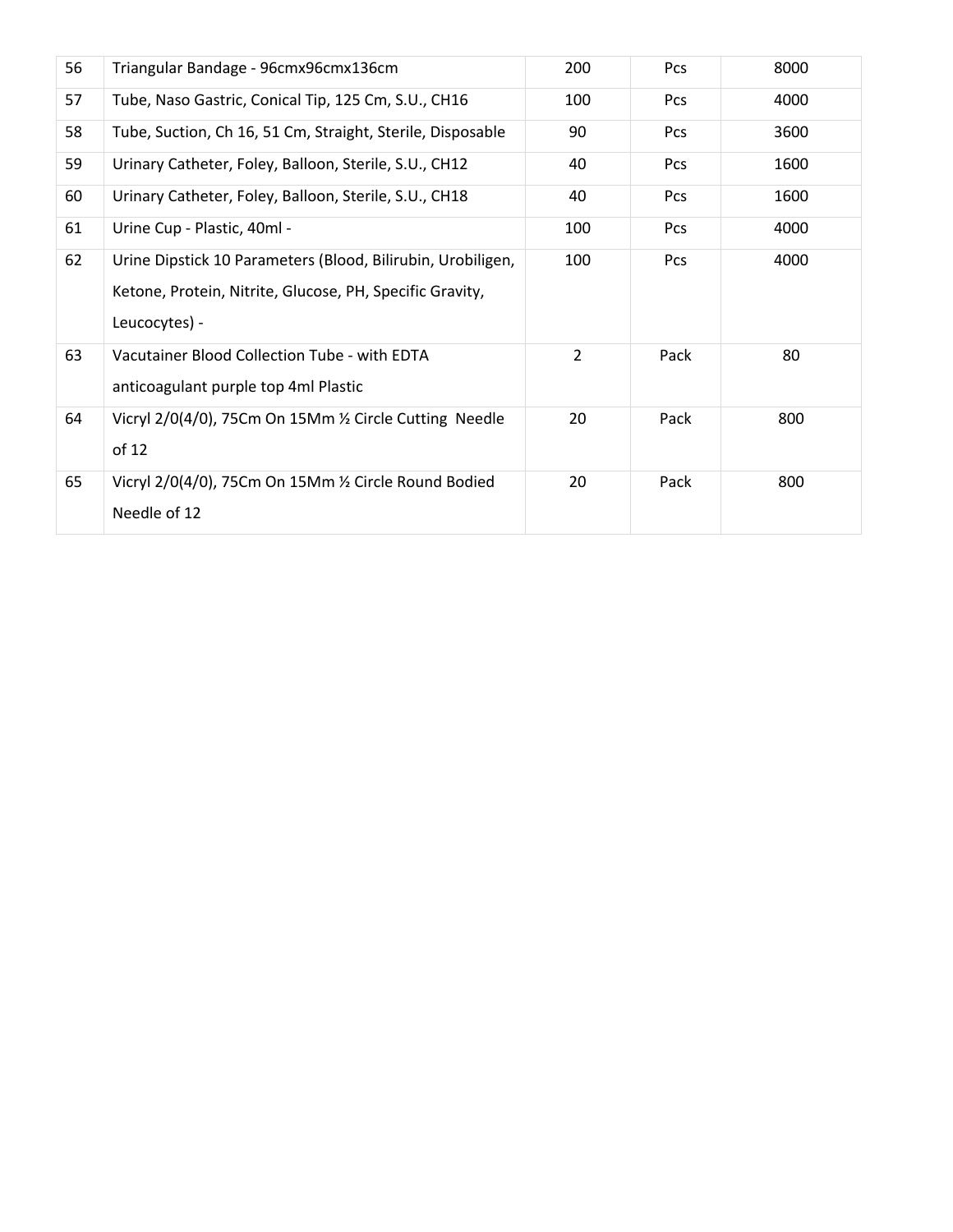| 56 | Triangular Bandage - 96cmx96cmx136cm | 200 | Pcs | 8000 |
|---|---|---|---|---|
| 57 | Tube, Naso Gastric, Conical Tip, 125 Cm, S.U., CH16 | 100 | Pcs | 4000 |
| 58 | Tube, Suction, Ch 16, 51 Cm, Straight, Sterile, Disposable | 90 | Pcs | 3600 |
| 59 | Urinary Catheter, Foley, Balloon, Sterile, S.U., CH12 | 40 | Pcs | 1600 |
| 60 | Urinary Catheter, Foley, Balloon, Sterile, S.U., CH18 | 40 | Pcs | 1600 |
| 61 | Urine Cup - Plastic, 40ml - | 100 | Pcs | 4000 |
| 62 | Urine Dipstick 10 Parameters (Blood, Bilirubin, Urobiligen, Ketone, Protein, Nitrite, Glucose, PH, Specific Gravity, Leucocytes) - | 100 | Pcs | 4000 |
| 63 | Vacutainer Blood Collection Tube - with EDTA anticoagulant purple top 4ml Plastic | 2 | Pack | 80 |
| 64 | Vicryl 2/0(4/0), 75Cm On 15Mm ½ Circle Cutting Needle of 12 | 20 | Pack | 800 |
| 65 | Vicryl 2/0(4/0), 75Cm On 15Mm ½ Circle Round Bodied Needle of 12 | 20 | Pack | 800 |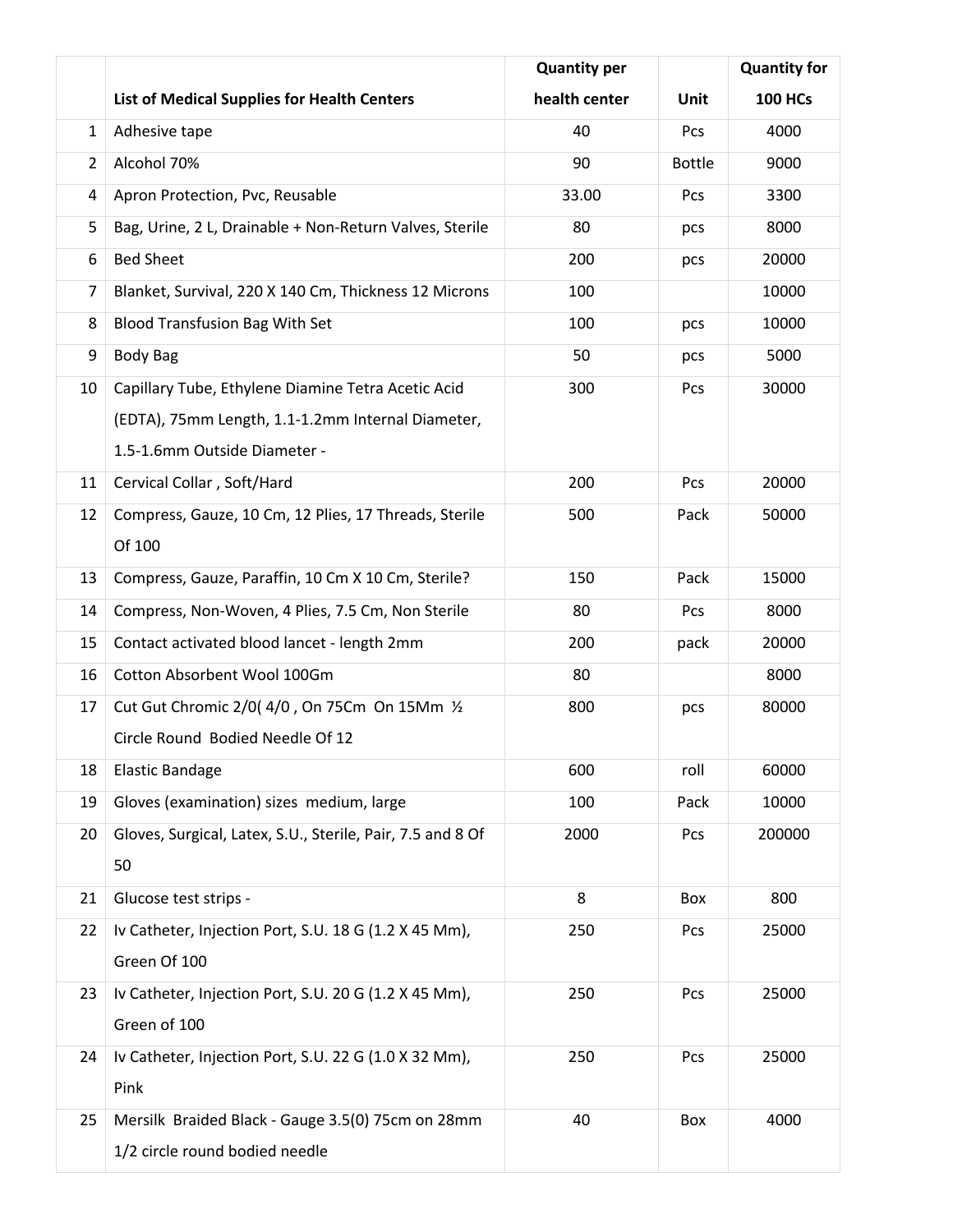| | List of Medical Supplies for Health Centers | Quantity per health center | Unit | Quantity for 100 HCs |
|---|---|---|---|---|
| 1 | Adhesive tape | 40 | Pcs | 4000 |
| 2 | Alcohol 70% | 90 | Bottle | 9000 |
| 4 | Apron Protection, Pvc, Reusable | 33.00 | Pcs | 3300 |
| 5 | Bag, Urine, 2 L, Drainable + Non-Return Valves, Sterile | 80 | pcs | 8000 |
| 6 | Bed Sheet | 200 | pcs | 20000 |
| 7 | Blanket, Survival, 220 X 140 Cm, Thickness 12 Microns | 100 | | 10000 |
| 8 | Blood Transfusion Bag With Set | 100 | pcs | 10000 |
| 9 | Body Bag | 50 | pcs | 5000 |
| 10 | Capillary Tube, Ethylene Diamine Tetra Acetic Acid (EDTA), 75mm Length, 1.1-1.2mm Internal Diameter, 1.5-1.6mm Outside Diameter - | 300 | Pcs | 30000 |
| 11 | Cervical Collar , Soft/Hard | 200 | Pcs | 20000 |
| 12 | Compress, Gauze, 10 Cm, 12 Plies, 17 Threads, Sterile Of 100 | 500 | Pack | 50000 |
| 13 | Compress, Gauze, Paraffin, 10 Cm X 10 Cm, Sterile? | 150 | Pack | 15000 |
| 14 | Compress, Non-Woven, 4 Plies, 7.5 Cm, Non Sterile | 80 | Pcs | 8000 |
| 15 | Contact activated blood lancet - length 2mm | 200 | pack | 20000 |
| 16 | Cotton Absorbent Wool 100Gm | 80 | | 8000 |
| 17 | Cut Gut Chromic 2/0( 4/0 , On 75Cm On 15Mm ½ Circle Round Bodied Needle Of 12 | 800 | pcs | 80000 |
| 18 | Elastic Bandage | 600 | roll | 60000 |
| 19 | Gloves (examination) sizes medium, large | 100 | Pack | 10000 |
| 20 | Gloves, Surgical, Latex, S.U., Sterile, Pair, 7.5 and 8 Of 50 | 2000 | Pcs | 200000 |
| 21 | Glucose test strips - | 8 | Box | 800 |
| 22 | Iv Catheter, Injection Port, S.U. 18 G (1.2 X 45 Mm), Green Of 100 | 250 | Pcs | 25000 |
| 23 | Iv Catheter, Injection Port, S.U. 20 G (1.2 X 45 Mm), Green of 100 | 250 | Pcs | 25000 |
| 24 | Iv Catheter, Injection Port, S.U. 22 G (1.0 X 32 Mm), Pink | 250 | Pcs | 25000 |
| 25 | Mersilk Braided Black - Gauge 3.5(0) 75cm on 28mm 1/2 circle round bodied needle | 40 | Box | 4000 |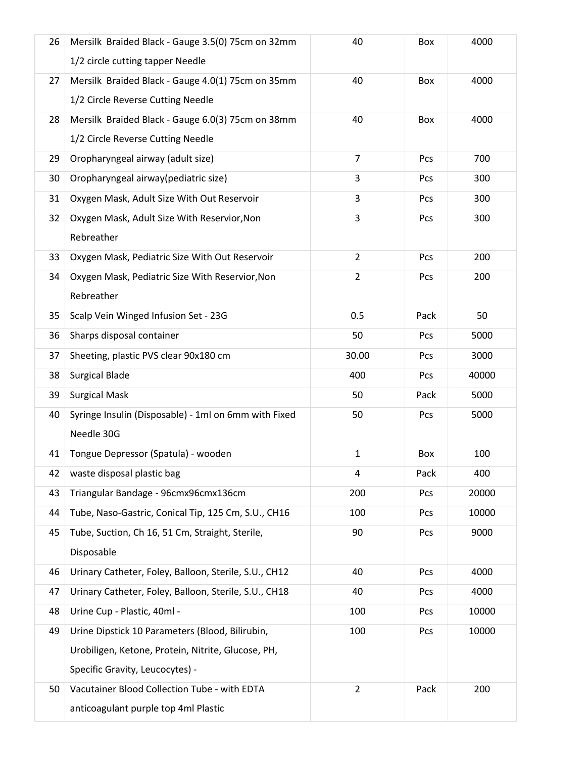| 26 | Mersilk Braided Black - Gauge 3.5(0) 75cm on 32mm 1/2 circle cutting tapper Needle | 40 | Box | 4000 |
|---|---|---|---|---|
| 27 | Mersilk Braided Black - Gauge 4.0(1) 75cm on 35mm 1/2 Circle Reverse Cutting Needle | 40 | Box | 4000 |
| 28 | Mersilk Braided Black - Gauge 6.0(3) 75cm on 38mm 1/2 Circle Reverse Cutting Needle | 40 | Box | 4000 |
| 29 | Oropharyngeal airway (adult size) | 7 | Pcs | 700 |
| 30 | Oropharyngeal airway(pediatric size) | 3 | Pcs | 300 |
| 31 | Oxygen Mask, Adult Size With Out Reservoir | 3 | Pcs | 300 |
| 32 | Oxygen Mask, Adult Size With Reservior,Non Rebreather | 3 | Pcs | 300 |
| 33 | Oxygen Mask, Pediatric Size With Out Reservoir | 2 | Pcs | 200 |
| 34 | Oxygen Mask, Pediatric Size With Reservior,Non Rebreather | 2 | Pcs | 200 |
| 35 | Scalp Vein Winged Infusion Set - 23G | 0.5 | Pack | 50 |
| 36 | Sharps disposal container | 50 | Pcs | 5000 |
| 37 | Sheeting, plastic PVS clear 90x180 cm | 30.00 | Pcs | 3000 |
| 38 | Surgical Blade | 400 | Pcs | 40000 |
| 39 | Surgical Mask | 50 | Pack | 5000 |
| 40 | Syringe Insulin (Disposable) - 1ml on 6mm with Fixed Needle 30G | 50 | Pcs | 5000 |
| 41 | Tongue Depressor (Spatula) - wooden | 1 | Box | 100 |
| 42 | waste disposal plastic bag | 4 | Pack | 400 |
| 43 | Triangular Bandage - 96cmx96cmx136cm | 200 | Pcs | 20000 |
| 44 | Tube, Naso-Gastric, Conical Tip, 125 Cm, S.U., CH16 | 100 | Pcs | 10000 |
| 45 | Tube, Suction, Ch 16, 51 Cm, Straight, Sterile, Disposable | 90 | Pcs | 9000 |
| 46 | Urinary Catheter, Foley, Balloon, Sterile, S.U., CH12 | 40 | Pcs | 4000 |
| 47 | Urinary Catheter, Foley, Balloon, Sterile, S.U., CH18 | 40 | Pcs | 4000 |
| 48 | Urine Cup - Plastic, 40ml - | 100 | Pcs | 10000 |
| 49 | Urine Dipstick 10 Parameters (Blood, Bilirubin, Urobiligen, Ketone, Protein, Nitrite, Glucose, PH, Specific Gravity, Leucocytes) - | 100 | Pcs | 10000 |
| 50 | Vacutainer Blood Collection Tube - with EDTA anticoagulant purple top 4ml Plastic | 2 | Pack | 200 |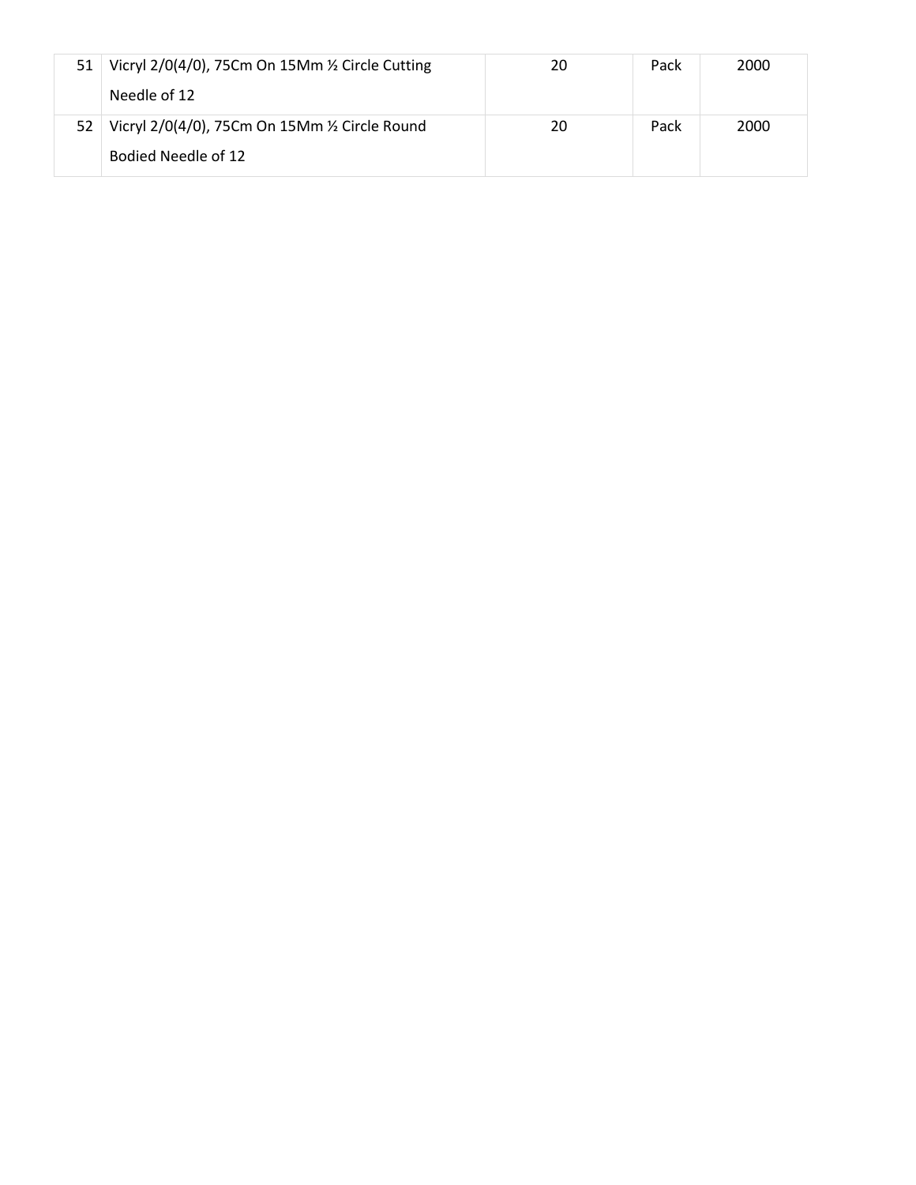| | | | | |
|---|---|---|---|---|
| 51 | Vicryl 2/0(4/0), 75Cm On 15Mm ½ Circle Cutting Needle of 12 | 20 | Pack | 2000 |
| 52 | Vicryl 2/0(4/0), 75Cm On 15Mm ½ Circle Round Bodied Needle of 12 | 20 | Pack | 2000 |